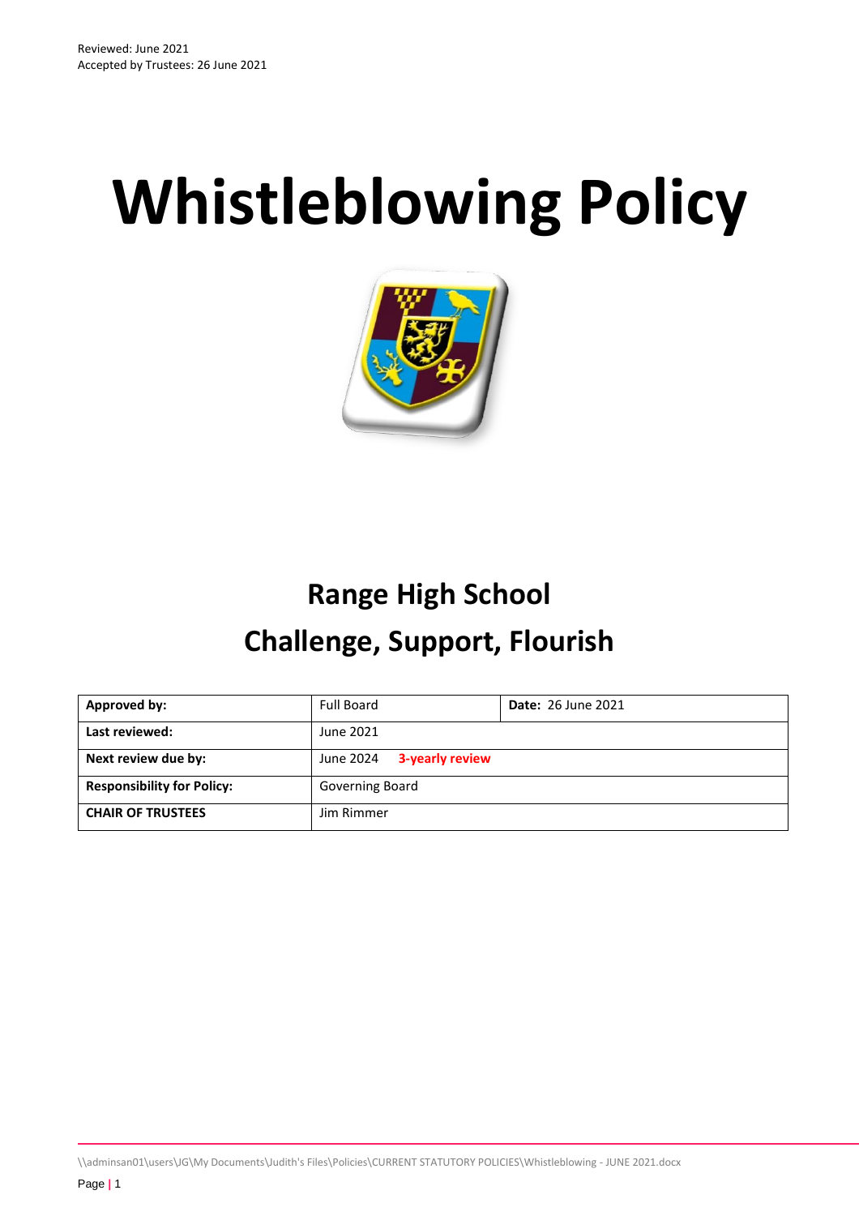Reviewed: June 2021
Accepted by Trustees: 26 June 2021

# Whistleblowing Policy

## Range High School

## Challenge, Support, Flourish

| **Approved by:** | Full Board | **Date:** 26 June 2021 |
|---|---|---|
| **Last reviewed:** | June 2021 | |
| **Next review due by:** | June 2024 **3-yearly review** | |
| **Responsibility for Policy:** | Governing Board | |
| **CHAIR OF TRUSTEES** | Jim Rimmer | |

\\adminsan01\users\JG\My Documents\Judith's Files\Policies\CURRENT STATUTORY POLICIES\Whistleblowing - JUNE 2021.docx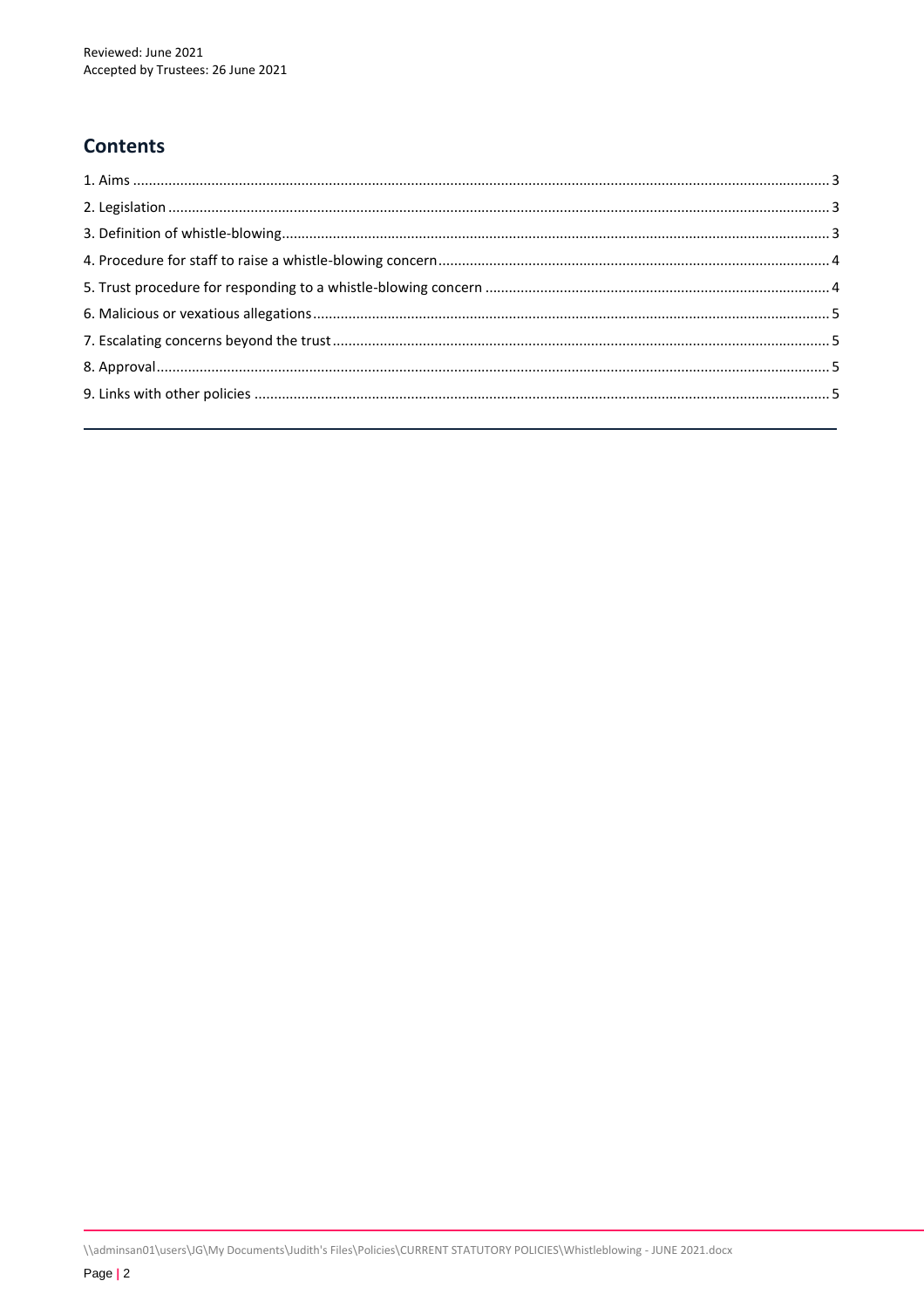Reviewed: June 2021
Accepted by Trustees: 26 June 2021

## Contents

1. Aims ........ 3
2. Legislation ........ 3
3. Definition of whistle-blowing ........ 3
4. Procedure for staff to raise a whistle-blowing concern ........ 4
5. Trust procedure for responding to a whistle-blowing concern ........ 4
6. Malicious or vexatious allegations ........ 5
7. Escalating concerns beyond the trust ........ 5
8. Approval ........ 5
9. Links with other policies ........ 5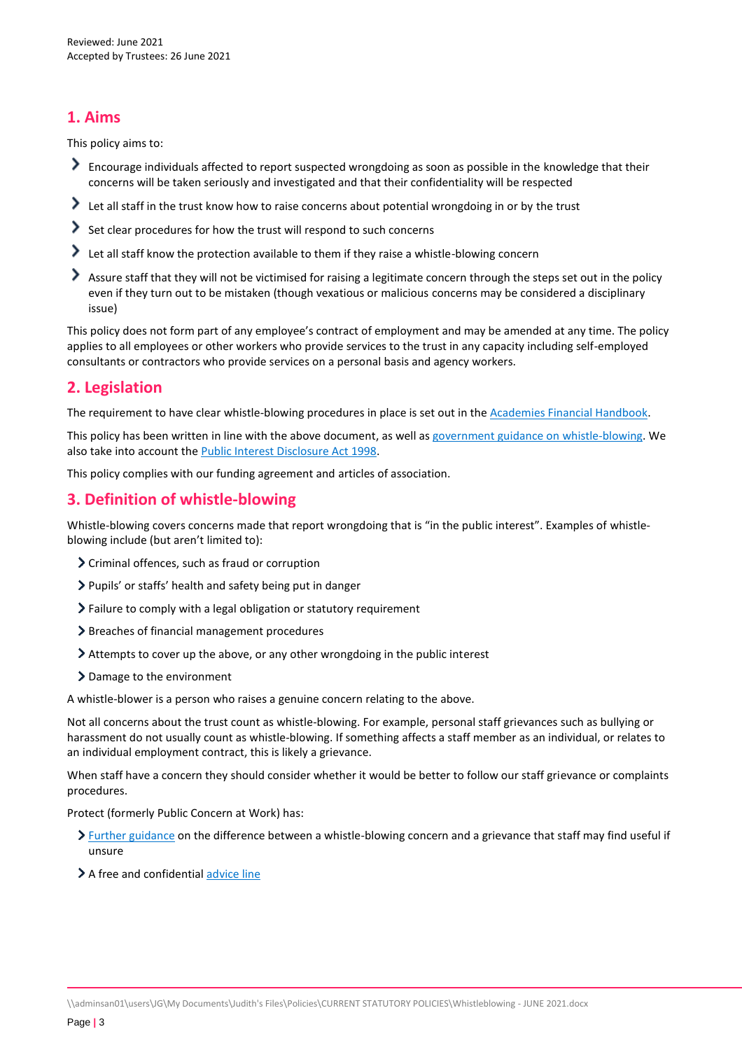Reviewed: June 2021
Accepted by Trustees: 26 June 2021

## 1. Aims

This policy aims to:

- Encourage individuals affected to report suspected wrongdoing as soon as possible in the knowledge that their concerns will be taken seriously and investigated and that their confidentiality will be respected
- Let all staff in the trust know how to raise concerns about potential wrongdoing in or by the trust
- Set clear procedures for how the trust will respond to such concerns
- Let all staff know the protection available to them if they raise a whistle-blowing concern
- Assure staff that they will not be victimised for raising a legitimate concern through the steps set out in the policy even if they turn out to be mistaken (though vexatious or malicious concerns may be considered a disciplinary issue)

This policy does not form part of any employee's contract of employment and may be amended at any time. The policy applies to all employees or other workers who provide services to the trust in any capacity including self-employed consultants or contractors who provide services on a personal basis and agency workers.

## 2. Legislation

The requirement to have clear whistle-blowing procedures in place is set out in the Academies Financial Handbook.

This policy has been written in line with the above document, as well as government guidance on whistle-blowing. We also take into account the Public Interest Disclosure Act 1998.

This policy complies with our funding agreement and articles of association.

## 3. Definition of whistle-blowing

Whistle-blowing covers concerns made that report wrongdoing that is "in the public interest". Examples of whistle-blowing include (but aren't limited to):

- Criminal offences, such as fraud or corruption
- Pupils' or staffs' health and safety being put in danger
- Failure to comply with a legal obligation or statutory requirement
- Breaches of financial management procedures
- Attempts to cover up the above, or any other wrongdoing in the public interest
- Damage to the environment

A whistle-blower is a person who raises a genuine concern relating to the above.

Not all concerns about the trust count as whistle-blowing. For example, personal staff grievances such as bullying or harassment do not usually count as whistle-blowing. If something affects a staff member as an individual, or relates to an individual employment contract, this is likely a grievance.

When staff have a concern they should consider whether it would be better to follow our staff grievance or complaints procedures.

Protect (formerly Public Concern at Work) has:

- Further guidance on the difference between a whistle-blowing concern and a grievance that staff may find useful if unsure
- A free and confidential advice line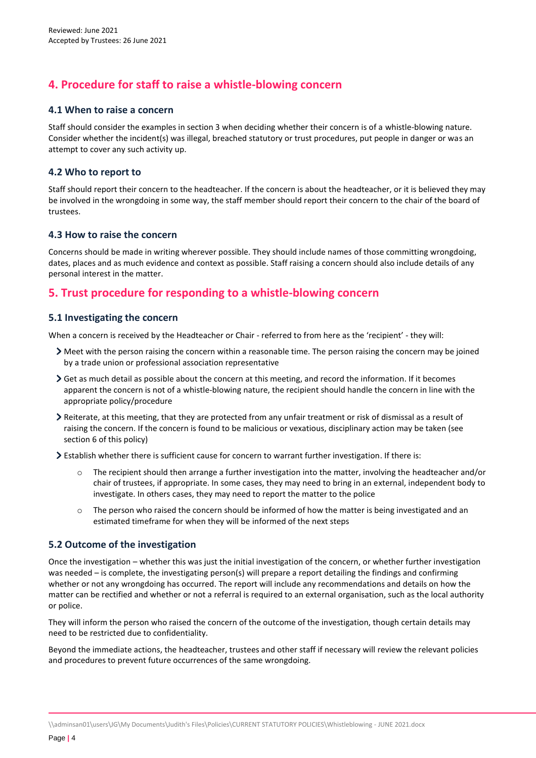## 4. Procedure for staff to raise a whistle-blowing concern

### 4.1 When to raise a concern

Staff should consider the examples in section 3 when deciding whether their concern is of a whistle-blowing nature. Consider whether the incident(s) was illegal, breached statutory or trust procedures, put people in danger or was an attempt to cover any such activity up.

### 4.2 Who to report to

Staff should report their concern to the headteacher. If the concern is about the headteacher, or it is believed they may be involved in the wrongdoing in some way, the staff member should report their concern to the chair of the board of trustees.

### 4.3 How to raise the concern

Concerns should be made in writing wherever possible. They should include names of those committing wrongdoing, dates, places and as much evidence and context as possible. Staff raising a concern should also include details of any personal interest in the matter.

## 5. Trust procedure for responding to a whistle-blowing concern

### 5.1 Investigating the concern

When a concern is received by the Headteacher or Chair - referred to from here as the 'recipient' - they will:

- Meet with the person raising the concern within a reasonable time. The person raising the concern may be joined by a trade union or professional association representative
- Get as much detail as possible about the concern at this meeting, and record the information. If it becomes apparent the concern is not of a whistle-blowing nature, the recipient should handle the concern in line with the appropriate policy/procedure
- Reiterate, at this meeting, that they are protected from any unfair treatment or risk of dismissal as a result of raising the concern. If the concern is found to be malicious or vexatious, disciplinary action may be taken (see section 6 of this policy)
- Establish whether there is sufficient cause for concern to warrant further investigation. If there is:
    - The recipient should then arrange a further investigation into the matter, involving the headteacher and/or chair of trustees, if appropriate. In some cases, they may need to bring in an external, independent body to investigate. In others cases, they may need to report the matter to the police
    - The person who raised the concern should be informed of how the matter is being investigated and an estimated timeframe for when they will be informed of the next steps

### 5.2 Outcome of the investigation

Once the investigation – whether this was just the initial investigation of the concern, or whether further investigation was needed – is complete, the investigating person(s) will prepare a report detailing the findings and confirming whether or not any wrongdoing has occurred. The report will include any recommendations and details on how the matter can be rectified and whether or not a referral is required to an external organisation, such as the local authority or police.

They will inform the person who raised the concern of the outcome of the investigation, though certain details may need to be restricted due to confidentiality.

Beyond the immediate actions, the headteacher, trustees and other staff if necessary will review the relevant policies and procedures to prevent future occurrences of the same wrongdoing.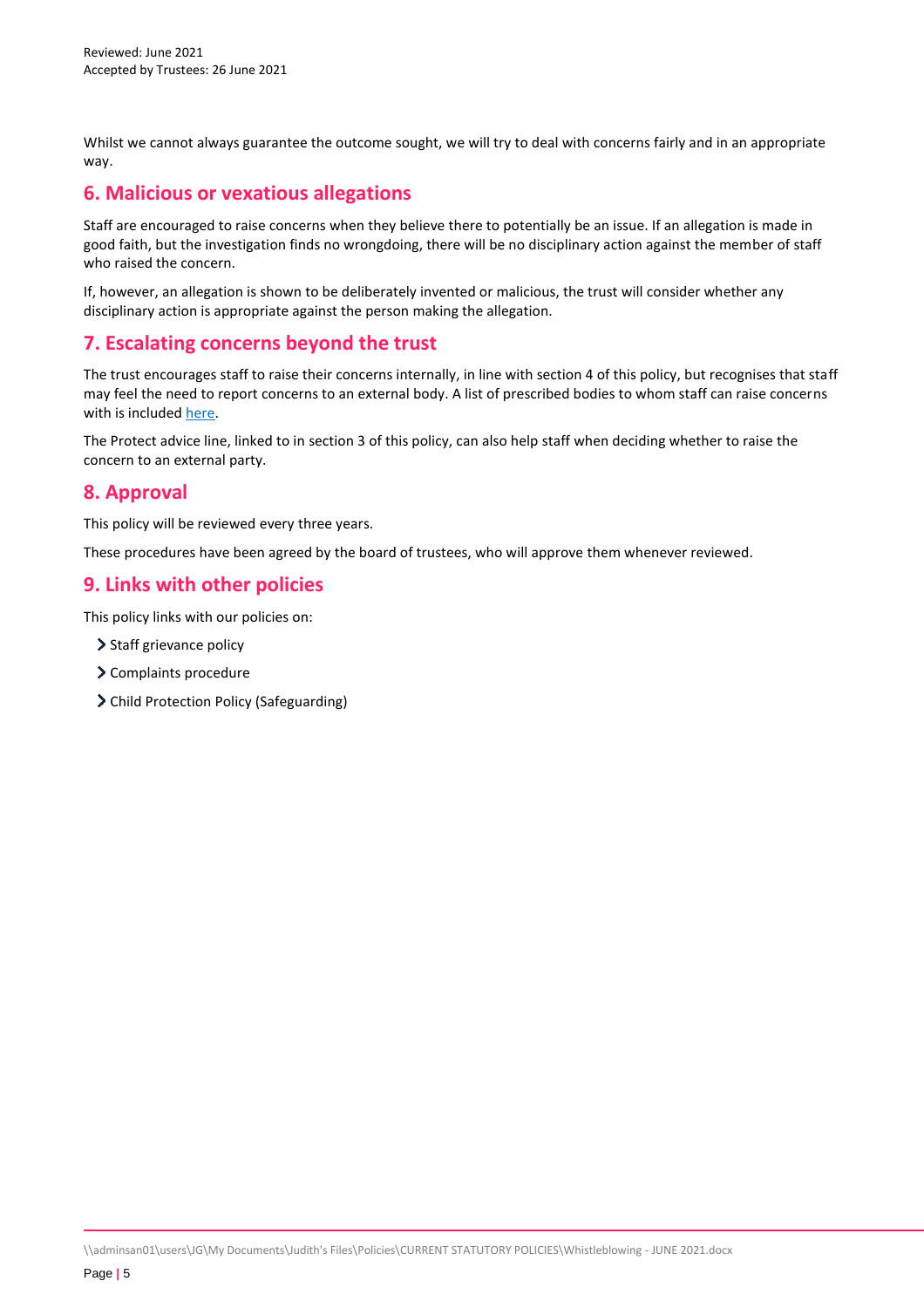Whilst we cannot always guarantee the outcome sought, we will try to deal with concerns fairly and in an appropriate way.

## 6. Malicious or vexatious allegations

Staff are encouraged to raise concerns when they believe there to potentially be an issue. If an allegation is made in good faith, but the investigation finds no wrongdoing, there will be no disciplinary action against the member of staff who raised the concern.

If, however, an allegation is shown to be deliberately invented or malicious, the trust will consider whether any disciplinary action is appropriate against the person making the allegation.

## 7. Escalating concerns beyond the trust

The trust encourages staff to raise their concerns internally, in line with section 4 of this policy, but recognises that staff may feel the need to report concerns to an external body. A list of prescribed bodies to whom staff can raise concerns with is included here.

The Protect advice line, linked to in section 3 of this policy, can also help staff when deciding whether to raise the concern to an external party.

## 8. Approval

This policy will be reviewed every three years.

These procedures have been agreed by the board of trustees, who will approve them whenever reviewed.

## 9. Links with other policies

This policy links with our policies on:

- Staff grievance policy
- Complaints procedure
- Child Protection Policy (Safeguarding)